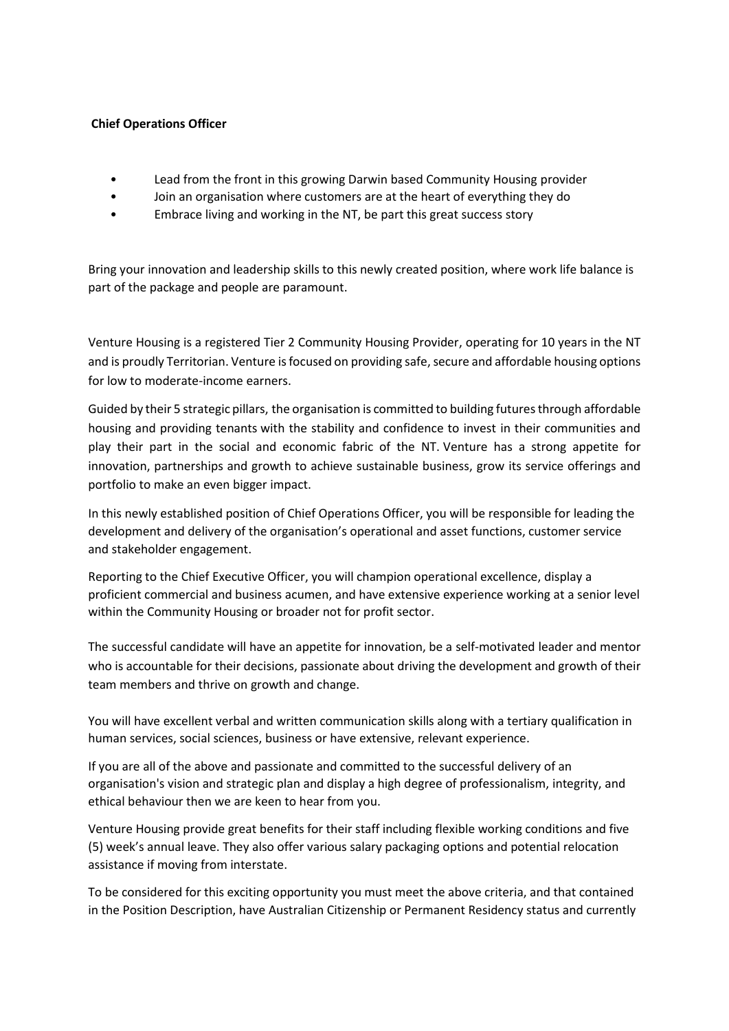**Chief Operations Officer**

- Lead from the front in this growing Darwin based Community Housing provider
- Join an organisation where customers are at the heart of everything they do
- Embrace living and working in the NT, be part this great success story

Bring your innovation and leadership skills to this newly created position, where work life balance is part of the package and people are paramount.

Venture Housing is a registered Tier 2 Community Housing Provider, operating for 10 years in the NT and is proudly Territorian. Venture is focused on providing safe, secure and affordable housing options for low to moderate-income earners.

Guided by their 5 strategic pillars, the organisation is committed to building futures through affordable housing and providing tenants with the stability and confidence to invest in their communities and play their part in the social and economic fabric of the NT. Venture has a strong appetite for innovation, partnerships and growth to achieve sustainable business, grow its service offerings and portfolio to make an even bigger impact.

In this newly established position of Chief Operations Officer, you will be responsible for leading the development and delivery of the organisation's operational and asset functions, customer service and stakeholder engagement.

Reporting to the Chief Executive Officer, you will champion operational excellence, display a proficient commercial and business acumen, and have extensive experience working at a senior level within the Community Housing or broader not for profit sector.

The successful candidate will have an appetite for innovation, be a self-motivated leader and mentor who is accountable for their decisions, passionate about driving the development and growth of their team members and thrive on growth and change.

You will have excellent verbal and written communication skills along with a tertiary qualification in human services, social sciences, business or have extensive, relevant experience.

If you are all of the above and passionate and committed to the successful delivery of an organisation's vision and strategic plan and display a high degree of professionalism, integrity, and ethical behaviour then we are keen to hear from you.

Venture Housing provide great benefits for their staff including flexible working conditions and five (5) week's annual leave. They also offer various salary packaging options and potential relocation assistance if moving from interstate.

To be considered for this exciting opportunity you must meet the above criteria, and that contained in the Position Description, have Australian Citizenship or Permanent Residency status and currently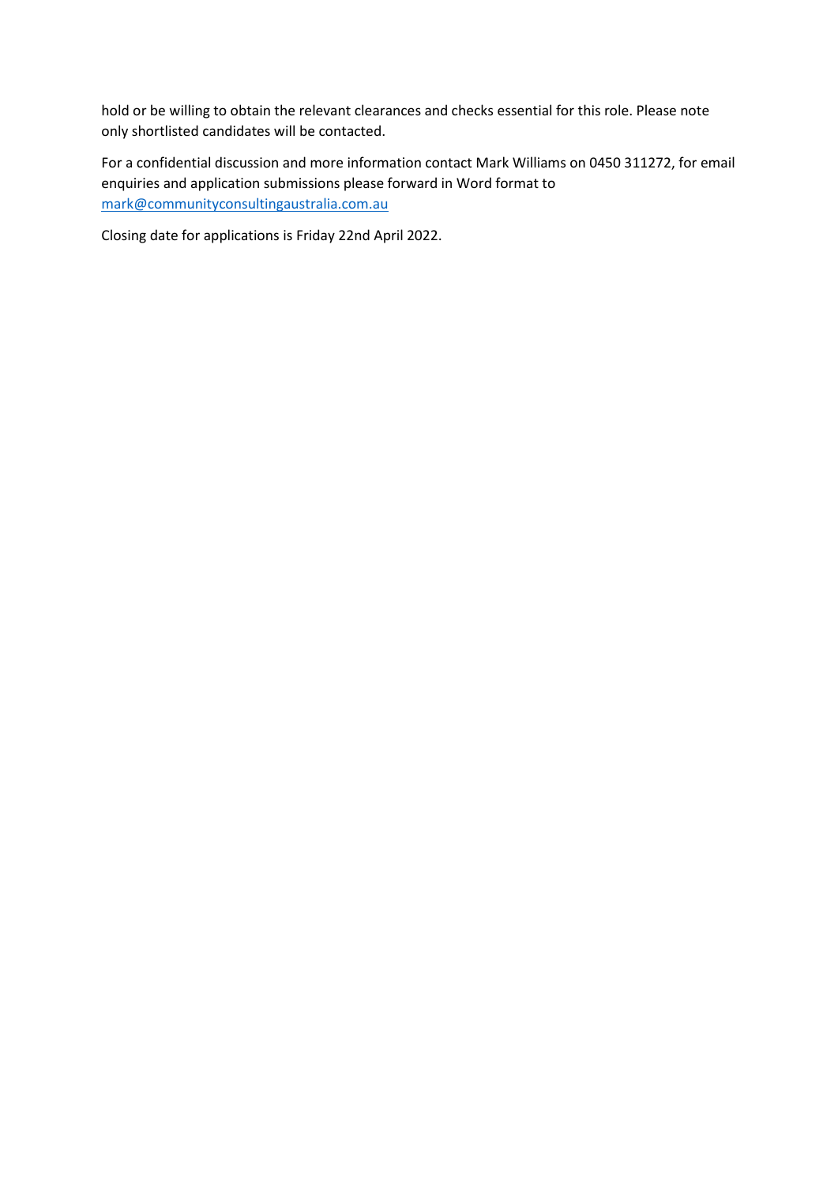hold or be willing to obtain the relevant clearances and checks essential for this role. Please note only shortlisted candidates will be contacted.

For a confidential discussion and more information contact Mark Williams on 0450 311272, for email enquiries and application submissions please forward in Word format to mark@communityconsultingaustralia.com.au

Closing date for applications is Friday 22nd April 2022.